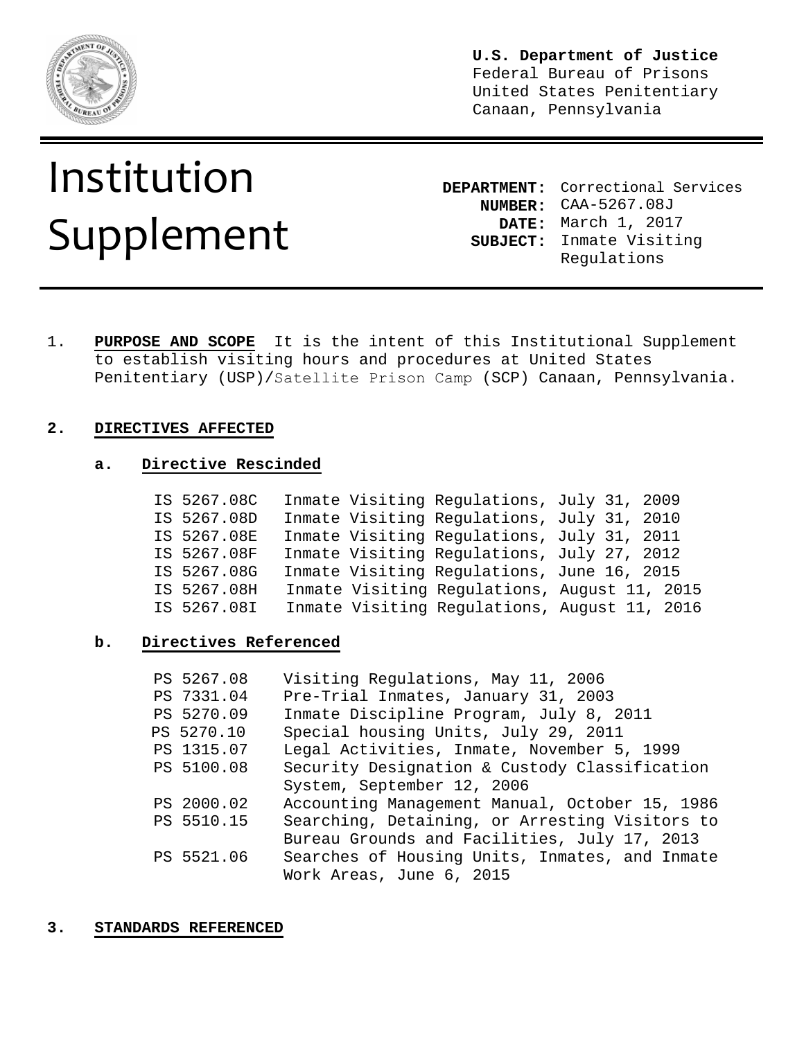**U.S. Department of Justice**
Federal Bureau of Prisons
United States Penitentiary
Canaan, Pennsylvania

# Institution Supplement

**DEPARTMENT:** Correctional Services
**NUMBER:** CAA-5267.08J
**DATE:** March 1, 2017
**SUBJECT:** Inmate Visiting Regulations

1. **PURPOSE AND SCOPE** It is the intent of this Institutional Supplement to establish visiting hours and procedures at United States Penitentiary (USP)/Satellite Prison Camp (SCP) Canaan, Pennsylvania.

2. **DIRECTIVES AFFECTED**

   a. **Directive Rescinded**

| | |
|---|---|
| IS 5267.08C | Inmate Visiting Regulations, July 31, 2009 |
| IS 5267.08D | Inmate Visiting Regulations, July 31, 2010 |
| IS 5267.08E | Inmate Visiting Regulations, July 31, 2011 |
| IS 5267.08F | Inmate Visiting Regulations, July 27, 2012 |
| IS 5267.08G | Inmate Visiting Regulations, June 16, 2015 |
| IS 5267.08H | Inmate Visiting Regulations, August 11, 2015 |
| IS 5267.08I | Inmate Visiting Regulations, August 11, 2016 |

   b. **Directives Referenced**

| | |
|---|---|
| PS 5267.08 | Visiting Regulations, May 11, 2006 |
| PS 7331.04 | Pre-Trial Inmates, January 31, 2003 |
| PS 5270.09 | Inmate Discipline Program, July 8, 2011 |
| PS 5270.10 | Special housing Units, July 29, 2011 |
| PS 1315.07 | Legal Activities, Inmate, November 5, 1999 |
| PS 5100.08 | Security Designation & Custody Classification System, September 12, 2006 |
| PS 2000.02 | Accounting Management Manual, October 15, 1986 |
| PS 5510.15 | Searching, Detaining, or Arresting Visitors to Bureau Grounds and Facilities, July 17, 2013 |
| PS 5521.06 | Searches of Housing Units, Inmates, and Inmate Work Areas, June 6, 2015 |

3. **STANDARDS REFERENCED**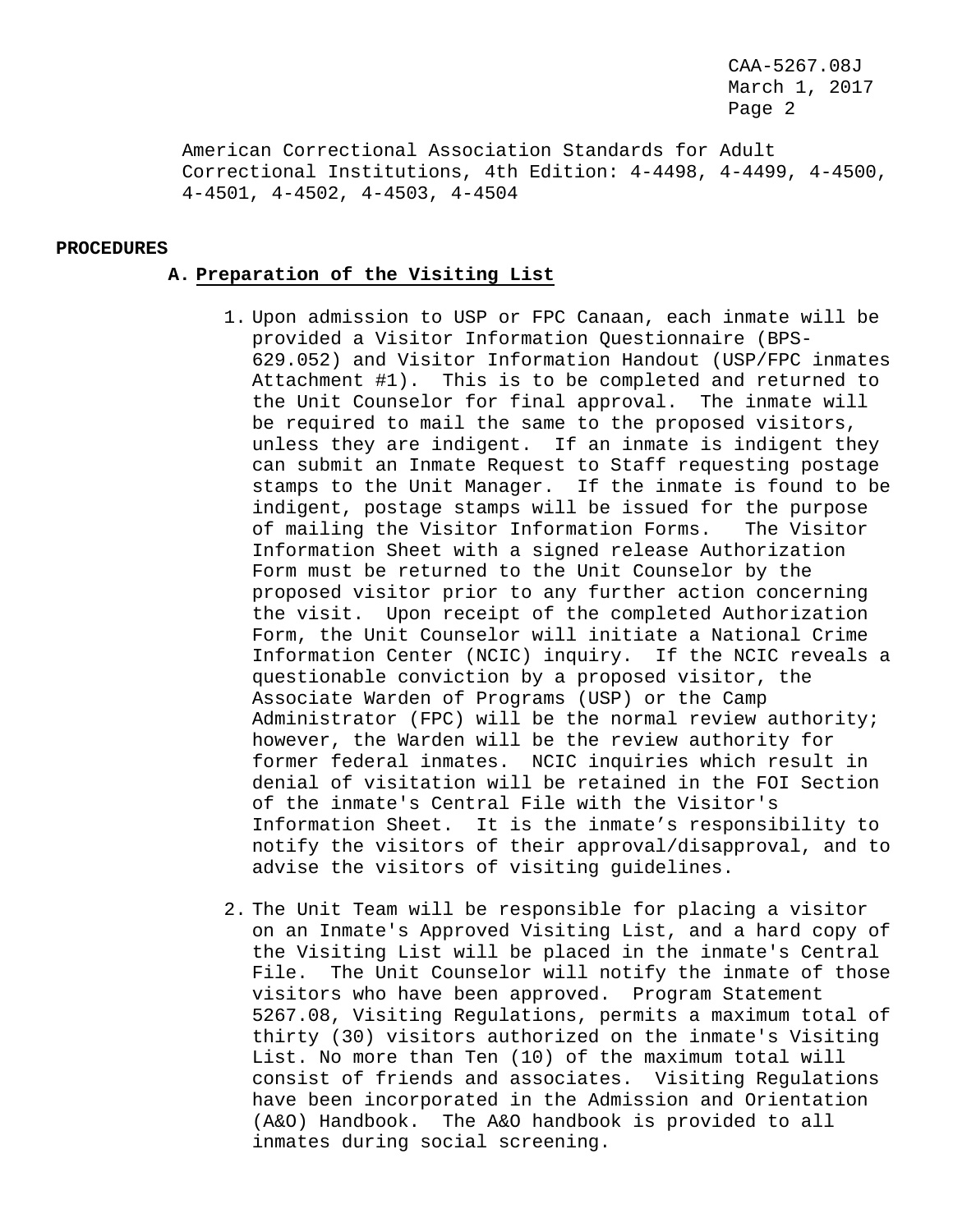American Correctional Association Standards for Adult Correctional Institutions, 4th Edition: 4-4498, 4-4499, 4-4500, 4-4501, 4-4502, 4-4503, 4-4504

**PROCEDURES**

**A. Preparation of the Visiting List**

1. Upon admission to USP or FPC Canaan, each inmate will be provided a Visitor Information Questionnaire (BPS-629.052) and Visitor Information Handout (USP/FPC inmates Attachment #1). This is to be completed and returned to the Unit Counselor for final approval. The inmate will be required to mail the same to the proposed visitors, unless they are indigent. If an inmate is indigent they can submit an Inmate Request to Staff requesting postage stamps to the Unit Manager. If the inmate is found to be indigent, postage stamps will be issued for the purpose of mailing the Visitor Information Forms. The Visitor Information Sheet with a signed release Authorization Form must be returned to the Unit Counselor by the proposed visitor prior to any further action concerning the visit. Upon receipt of the completed Authorization Form, the Unit Counselor will initiate a National Crime Information Center (NCIC) inquiry. If the NCIC reveals a questionable conviction by a proposed visitor, the Associate Warden of Programs (USP) or the Camp Administrator (FPC) will be the normal review authority; however, the Warden will be the review authority for former federal inmates. NCIC inquiries which result in denial of visitation will be retained in the FOI Section of the inmate's Central File with the Visitor's Information Sheet. It is the inmate's responsibility to notify the visitors of their approval/disapproval, and to advise the visitors of visiting guidelines.

2. The Unit Team will be responsible for placing a visitor on an Inmate's Approved Visiting List, and a hard copy of the Visiting List will be placed in the inmate's Central File. The Unit Counselor will notify the inmate of those visitors who have been approved. Program Statement 5267.08, Visiting Regulations, permits a maximum total of thirty (30) visitors authorized on the inmate's Visiting List. No more than Ten (10) of the maximum total will consist of friends and associates. Visiting Regulations have been incorporated in the Admission and Orientation (A&O) Handbook. The A&O handbook is provided to all inmates during social screening.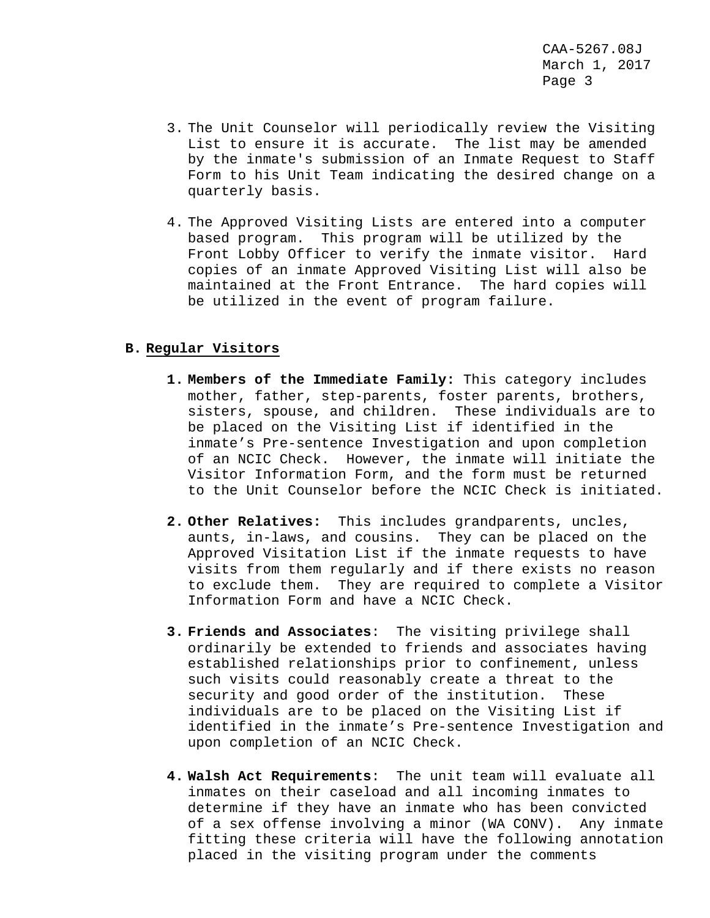3. The Unit Counselor will periodically review the Visiting List to ensure it is accurate. The list may be amended by the inmate's submission of an Inmate Request to Staff Form to his Unit Team indicating the desired change on a quarterly basis.

4. The Approved Visiting Lists are entered into a computer based program. This program will be utilized by the Front Lobby Officer to verify the inmate visitor. Hard copies of an inmate Approved Visiting List will also be maintained at the Front Entrance. The hard copies will be utilized in the event of program failure.

**B. <u>Regular Visitors</u>**

1. **Members of the Immediate Family:** This category includes mother, father, step-parents, foster parents, brothers, sisters, spouse, and children. These individuals are to be placed on the Visiting List if identified in the inmate's Pre-sentence Investigation and upon completion of an NCIC Check. However, the inmate will initiate the Visitor Information Form, and the form must be returned to the Unit Counselor before the NCIC Check is initiated.

2. **Other Relatives:** This includes grandparents, uncles, aunts, in-laws, and cousins. They can be placed on the Approved Visitation List if the inmate requests to have visits from them regularly and if there exists no reason to exclude them. They are required to complete a Visitor Information Form and have a NCIC Check.

3. **Friends and Associates**: The visiting privilege shall ordinarily be extended to friends and associates having established relationships prior to confinement, unless such visits could reasonably create a threat to the security and good order of the institution. These individuals are to be placed on the Visiting List if identified in the inmate's Pre-sentence Investigation and upon completion of an NCIC Check.

4. **Walsh Act Requirements**: The unit team will evaluate all inmates on their caseload and all incoming inmates to determine if they have an inmate who has been convicted of a sex offense involving a minor (WA CONV). Any inmate fitting these criteria will have the following annotation placed in the visiting program under the comments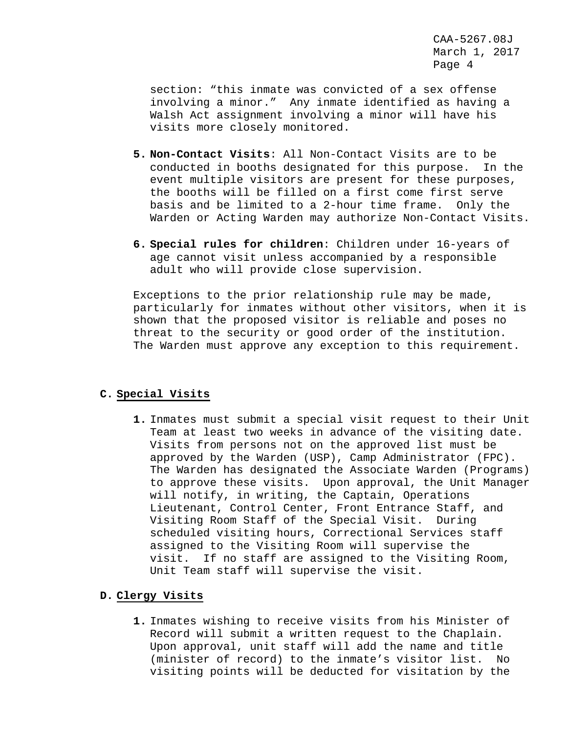section: “this inmate was convicted of a sex offense involving a minor.” Any inmate identified as having a Walsh Act assignment involving a minor will have his visits more closely monitored.

5. **Non-Contact Visits**: All Non-Contact Visits are to be conducted in booths designated for this purpose. In the event multiple visitors are present for these purposes, the booths will be filled on a first come first serve basis and be limited to a 2-hour time frame. Only the Warden or Acting Warden may authorize Non-Contact Visits.

6. **Special rules for children**: Children under 16-years of age cannot visit unless accompanied by a responsible adult who will provide close supervision.

Exceptions to the prior relationship rule may be made, particularly for inmates without other visitors, when it is shown that the proposed visitor is reliable and poses no threat to the security or good order of the institution. The Warden must approve any exception to this requirement.

### C. Special Visits

1. Inmates must submit a special visit request to their Unit Team at least two weeks in advance of the visiting date. Visits from persons not on the approved list must be approved by the Warden (USP), Camp Administrator (FPC). The Warden has designated the Associate Warden (Programs) to approve these visits. Upon approval, the Unit Manager will notify, in writing, the Captain, Operations Lieutenant, Control Center, Front Entrance Staff, and Visiting Room Staff of the Special Visit. During scheduled visiting hours, Correctional Services staff assigned to the Visiting Room will supervise the visit. If no staff are assigned to the Visiting Room, Unit Team staff will supervise the visit.

### D. Clergy Visits

1. Inmates wishing to receive visits from his Minister of Record will submit a written request to the Chaplain. Upon approval, unit staff will add the name and title (minister of record) to the inmate’s visitor list. No visiting points will be deducted for visitation by the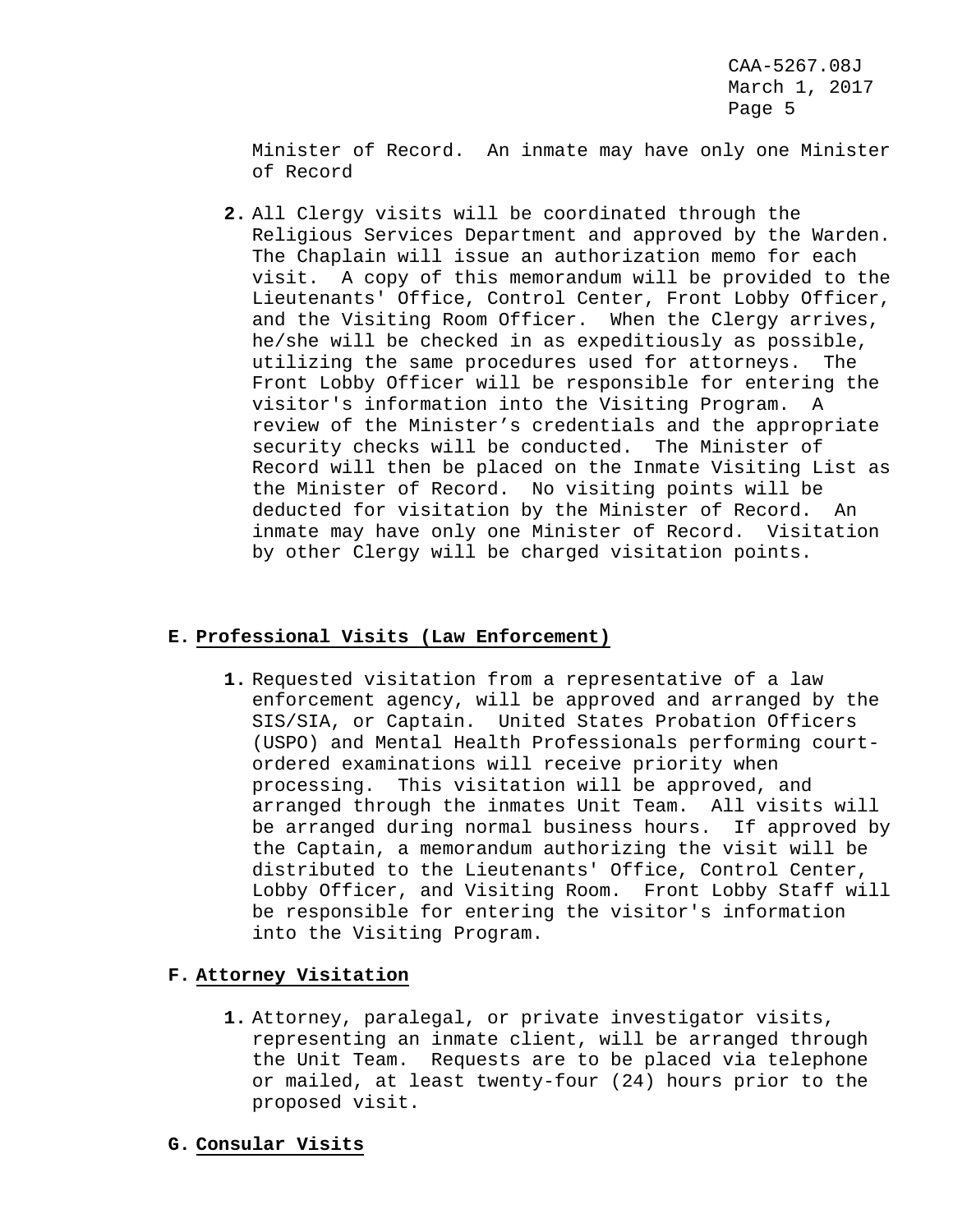Minister of Record. An inmate may have only one Minister of Record

2. All Clergy visits will be coordinated through the Religious Services Department and approved by the Warden. The Chaplain will issue an authorization memo for each visit. A copy of this memorandum will be provided to the Lieutenants' Office, Control Center, Front Lobby Officer, and the Visiting Room Officer. When the Clergy arrives, he/she will be checked in as expeditiously as possible, utilizing the same procedures used for attorneys. The Front Lobby Officer will be responsible for entering the visitor's information into the Visiting Program. A review of the Minister's credentials and the appropriate security checks will be conducted. The Minister of Record will then be placed on the Inmate Visiting List as the Minister of Record. No visiting points will be deducted for visitation by the Minister of Record. An inmate may have only one Minister of Record. Visitation by other Clergy will be charged visitation points.

**E. Professional Visits (Law Enforcement)**

1. Requested visitation from a representative of a law enforcement agency, will be approved and arranged by the SIS/SIA, or Captain. United States Probation Officers (USPO) and Mental Health Professionals performing court-ordered examinations will receive priority when processing. This visitation will be approved, and arranged through the inmates Unit Team. All visits will be arranged during normal business hours. If approved by the Captain, a memorandum authorizing the visit will be distributed to the Lieutenants' Office, Control Center, Lobby Officer, and Visiting Room. Front Lobby Staff will be responsible for entering the visitor's information into the Visiting Program.

**F. Attorney Visitation**

1. Attorney, paralegal, or private investigator visits, representing an inmate client, will be arranged through the Unit Team. Requests are to be placed via telephone or mailed, at least twenty-four (24) hours prior to the proposed visit.

**G. Consular Visits**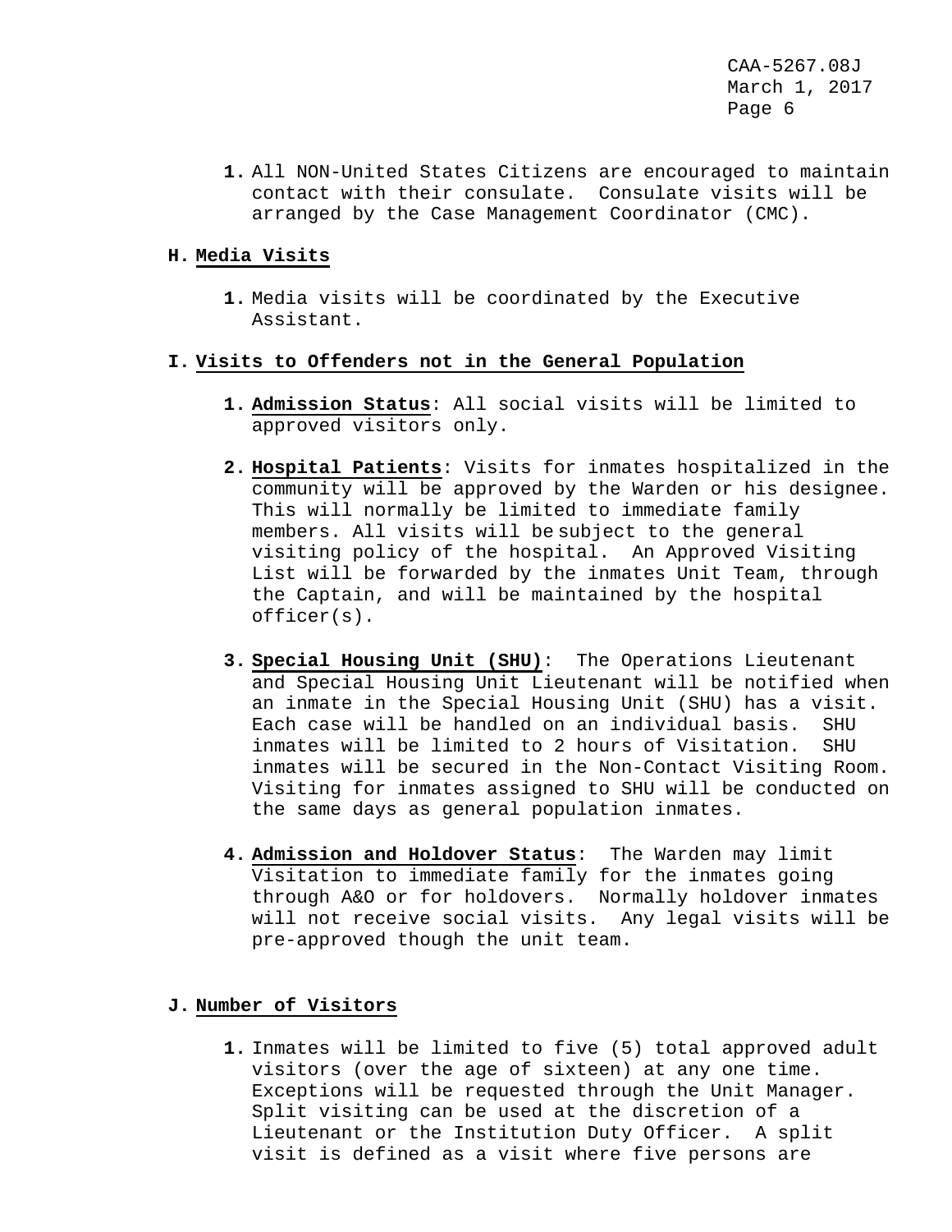1. All NON-United States Citizens are encouraged to maintain contact with their consulate. Consulate visits will be arranged by the Case Management Coordinator (CMC).

**H. Media Visits**

1. Media visits will be coordinated by the Executive Assistant.

**I. Visits to Offenders not in the General Population**

1. **Admission Status**: All social visits will be limited to approved visitors only.

2. **Hospital Patients**: Visits for inmates hospitalized in the community will be approved by the Warden or his designee. This will normally be limited to immediate family members. All visits will be subject to the general visiting policy of the hospital. An Approved Visiting List will be forwarded by the inmates Unit Team, through the Captain, and will be maintained by the hospital officer(s).

3. **Special Housing Unit (SHU)**: The Operations Lieutenant and Special Housing Unit Lieutenant will be notified when an inmate in the Special Housing Unit (SHU) has a visit. Each case will be handled on an individual basis. SHU inmates will be limited to 2 hours of Visitation. SHU inmates will be secured in the Non-Contact Visiting Room. Visiting for inmates assigned to SHU will be conducted on the same days as general population inmates.

4. **Admission and Holdover Status**: The Warden may limit Visitation to immediate family for the inmates going through A&O or for holdovers. Normally holdover inmates will not receive social visits. Any legal visits will be pre-approved though the unit team.

**J. Number of Visitors**

1. Inmates will be limited to five (5) total approved adult visitors (over the age of sixteen) at any one time. Exceptions will be requested through the Unit Manager. Split visiting can be used at the discretion of a Lieutenant or the Institution Duty Officer. A split visit is defined as a visit where five persons are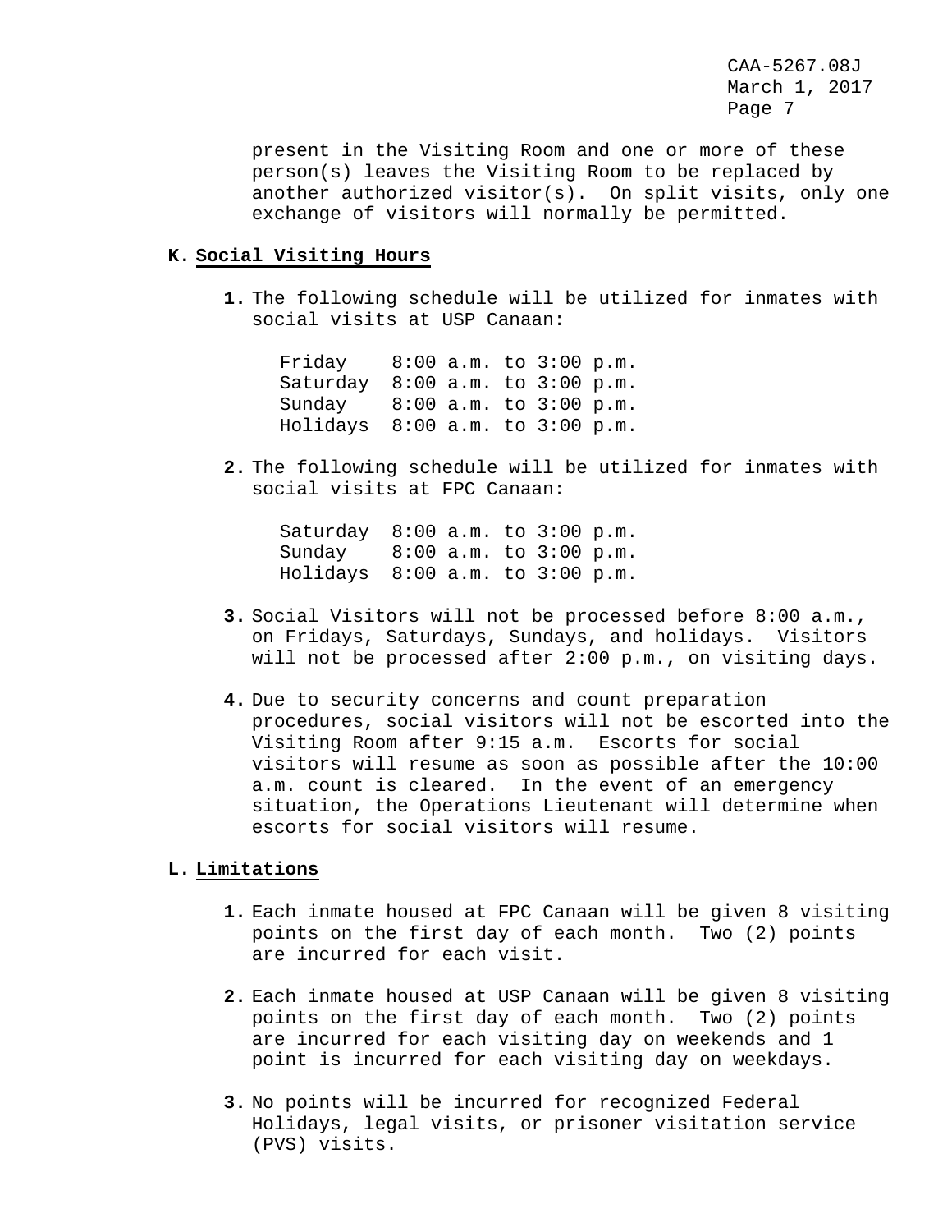present in the Visiting Room and one or more of these person(s) leaves the Visiting Room to be replaced by another authorized visitor(s). On split visits, only one exchange of visitors will normally be permitted.

**K. Social Visiting Hours**

1. The following schedule will be utilized for inmates with social visits at USP Canaan:

| | |
|---|---|
| Friday | 8:00 a.m. to 3:00 p.m. |
| Saturday | 8:00 a.m. to 3:00 p.m. |
| Sunday | 8:00 a.m. to 3:00 p.m. |
| Holidays | 8:00 a.m. to 3:00 p.m. |

2. The following schedule will be utilized for inmates with social visits at FPC Canaan:

| | |
|---|---|
| Saturday | 8:00 a.m. to 3:00 p.m. |
| Sunday | 8:00 a.m. to 3:00 p.m. |
| Holidays | 8:00 a.m. to 3:00 p.m. |

3. Social Visitors will not be processed before 8:00 a.m., on Fridays, Saturdays, Sundays, and holidays. Visitors will not be processed after 2:00 p.m., on visiting days.

4. Due to security concerns and count preparation procedures, social visitors will not be escorted into the Visiting Room after 9:15 a.m. Escorts for social visitors will resume as soon as possible after the 10:00 a.m. count is cleared. In the event of an emergency situation, the Operations Lieutenant will determine when escorts for social visitors will resume.

**L. Limitations**

1. Each inmate housed at FPC Canaan will be given 8 visiting points on the first day of each month. Two (2) points are incurred for each visit.

2. Each inmate housed at USP Canaan will be given 8 visiting points on the first day of each month. Two (2) points are incurred for each visiting day on weekends and 1 point is incurred for each visiting day on weekdays.

3. No points will be incurred for recognized Federal Holidays, legal visits, or prisoner visitation service (PVS) visits.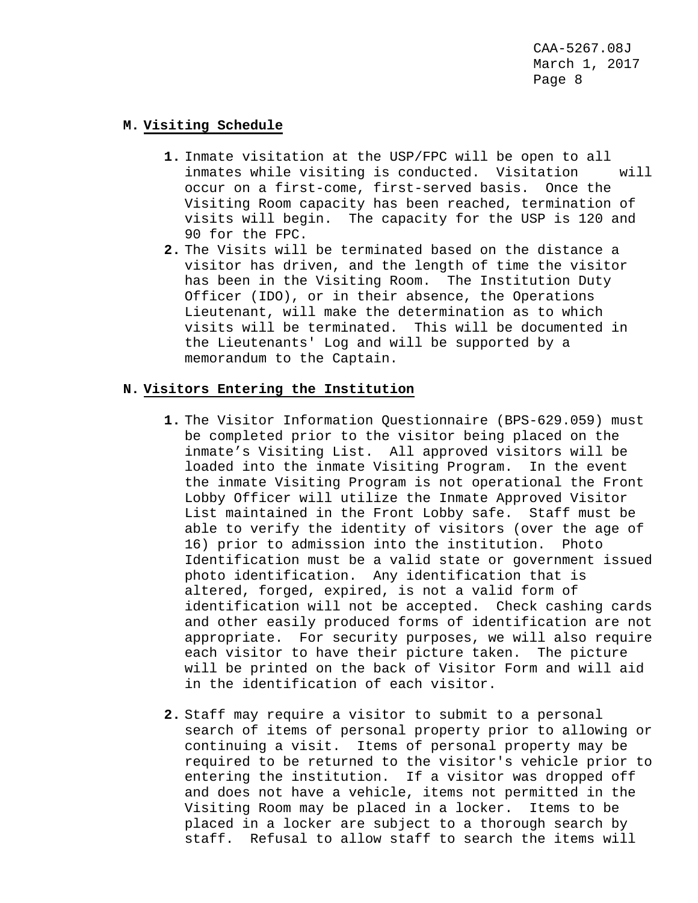## M. Visiting Schedule

1. Inmate visitation at the USP/FPC will be open to all inmates while visiting is conducted. Visitation will occur on a first-come, first-served basis. Once the Visiting Room capacity has been reached, termination of visits will begin. The capacity for the USP is 120 and 90 for the FPC.
2. The Visits will be terminated based on the distance a visitor has driven, and the length of time the visitor has been in the Visiting Room. The Institution Duty Officer (IDO), or in their absence, the Operations Lieutenant, will make the determination as to which visits will be terminated. This will be documented in the Lieutenants' Log and will be supported by a memorandum to the Captain.

## N. Visitors Entering the Institution

1. The Visitor Information Questionnaire (BPS-629.059) must be completed prior to the visitor being placed on the inmate's Visiting List. All approved visitors will be loaded into the inmate Visiting Program. In the event the inmate Visiting Program is not operational the Front Lobby Officer will utilize the Inmate Approved Visitor List maintained in the Front Lobby safe. Staff must be able to verify the identity of visitors (over the age of 16) prior to admission into the institution. Photo Identification must be a valid state or government issued photo identification. Any identification that is altered, forged, expired, is not a valid form of identification will not be accepted. Check cashing cards and other easily produced forms of identification are not appropriate. For security purposes, we will also require each visitor to have their picture taken. The picture will be printed on the back of Visitor Form and will aid in the identification of each visitor.

2. Staff may require a visitor to submit to a personal search of items of personal property prior to allowing or continuing a visit. Items of personal property may be required to be returned to the visitor's vehicle prior to entering the institution. If a visitor was dropped off and does not have a vehicle, items not permitted in the Visiting Room may be placed in a locker. Items to be placed in a locker are subject to a thorough search by staff. Refusal to allow staff to search the items will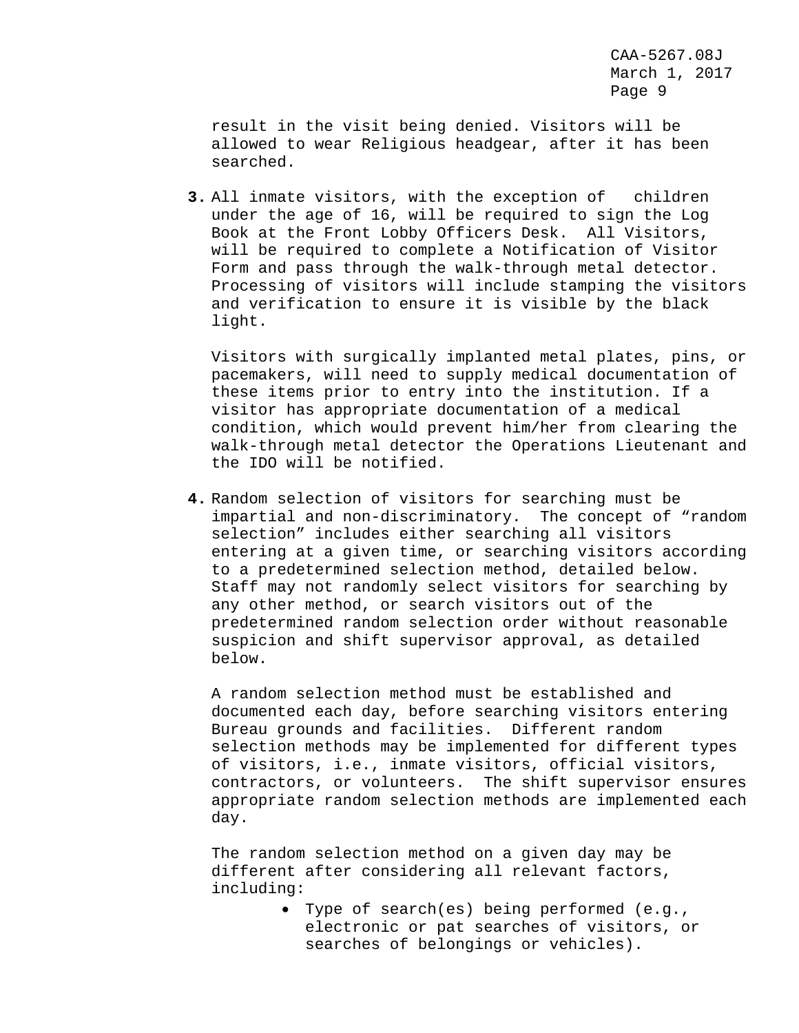result in the visit being denied. Visitors will be allowed to wear Religious headgear, after it has been searched.

**3.** All inmate visitors, with the exception of children under the age of 16, will be required to sign the Log Book at the Front Lobby Officers Desk. All Visitors, will be required to complete a Notification of Visitor Form and pass through the walk-through metal detector. Processing of visitors will include stamping the visitors and verification to ensure it is visible by the black light.

Visitors with surgically implanted metal plates, pins, or pacemakers, will need to supply medical documentation of these items prior to entry into the institution. If a visitor has appropriate documentation of a medical condition, which would prevent him/her from clearing the walk-through metal detector the Operations Lieutenant and the IDO will be notified.

**4.** Random selection of visitors for searching must be impartial and non-discriminatory. The concept of "random selection" includes either searching all visitors entering at a given time, or searching visitors according to a predetermined selection method, detailed below. Staff may not randomly select visitors for searching by any other method, or search visitors out of the predetermined random selection order without reasonable suspicion and shift supervisor approval, as detailed below.

A random selection method must be established and documented each day, before searching visitors entering Bureau grounds and facilities. Different random selection methods may be implemented for different types of visitors, i.e., inmate visitors, official visitors, contractors, or volunteers. The shift supervisor ensures appropriate random selection methods are implemented each day.

The random selection method on a given day may be different after considering all relevant factors, including:

- Type of search(es) being performed (e.g., electronic or pat searches of visitors, or searches of belongings or vehicles).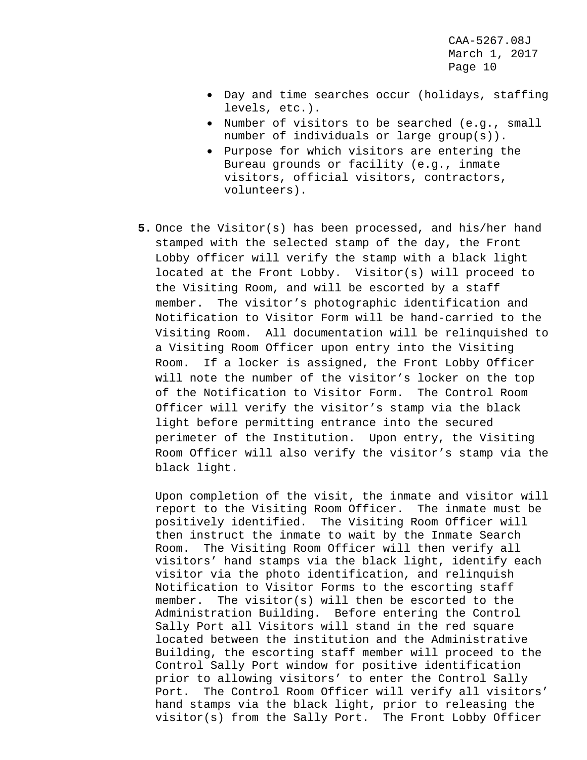- Day and time searches occur (holidays, staffing levels, etc.).
- Number of visitors to be searched (e.g., small number of individuals or large group(s)).
- Purpose for which visitors are entering the Bureau grounds or facility (e.g., inmate visitors, official visitors, contractors, volunteers).

**5.** Once the Visitor(s) has been processed, and his/her hand stamped with the selected stamp of the day, the Front Lobby officer will verify the stamp with a black light located at the Front Lobby. Visitor(s) will proceed to the Visiting Room, and will be escorted by a staff member. The visitor's photographic identification and Notification to Visitor Form will be hand-carried to the Visiting Room. All documentation will be relinquished to a Visiting Room Officer upon entry into the Visiting Room. If a locker is assigned, the Front Lobby Officer will note the number of the visitor's locker on the top of the Notification to Visitor Form. The Control Room Officer will verify the visitor's stamp via the black light before permitting entrance into the secured perimeter of the Institution. Upon entry, the Visiting Room Officer will also verify the visitor's stamp via the black light.

Upon completion of the visit, the inmate and visitor will report to the Visiting Room Officer. The inmate must be positively identified. The Visiting Room Officer will then instruct the inmate to wait by the Inmate Search Room. The Visiting Room Officer will then verify all visitors' hand stamps via the black light, identify each visitor via the photo identification, and relinquish Notification to Visitor Forms to the escorting staff member. The visitor(s) will then be escorted to the Administration Building. Before entering the Control Sally Port all Visitors will stand in the red square located between the institution and the Administrative Building, the escorting staff member will proceed to the Control Sally Port window for positive identification prior to allowing visitors' to enter the Control Sally Port. The Control Room Officer will verify all visitors' hand stamps via the black light, prior to releasing the visitor(s) from the Sally Port. The Front Lobby Officer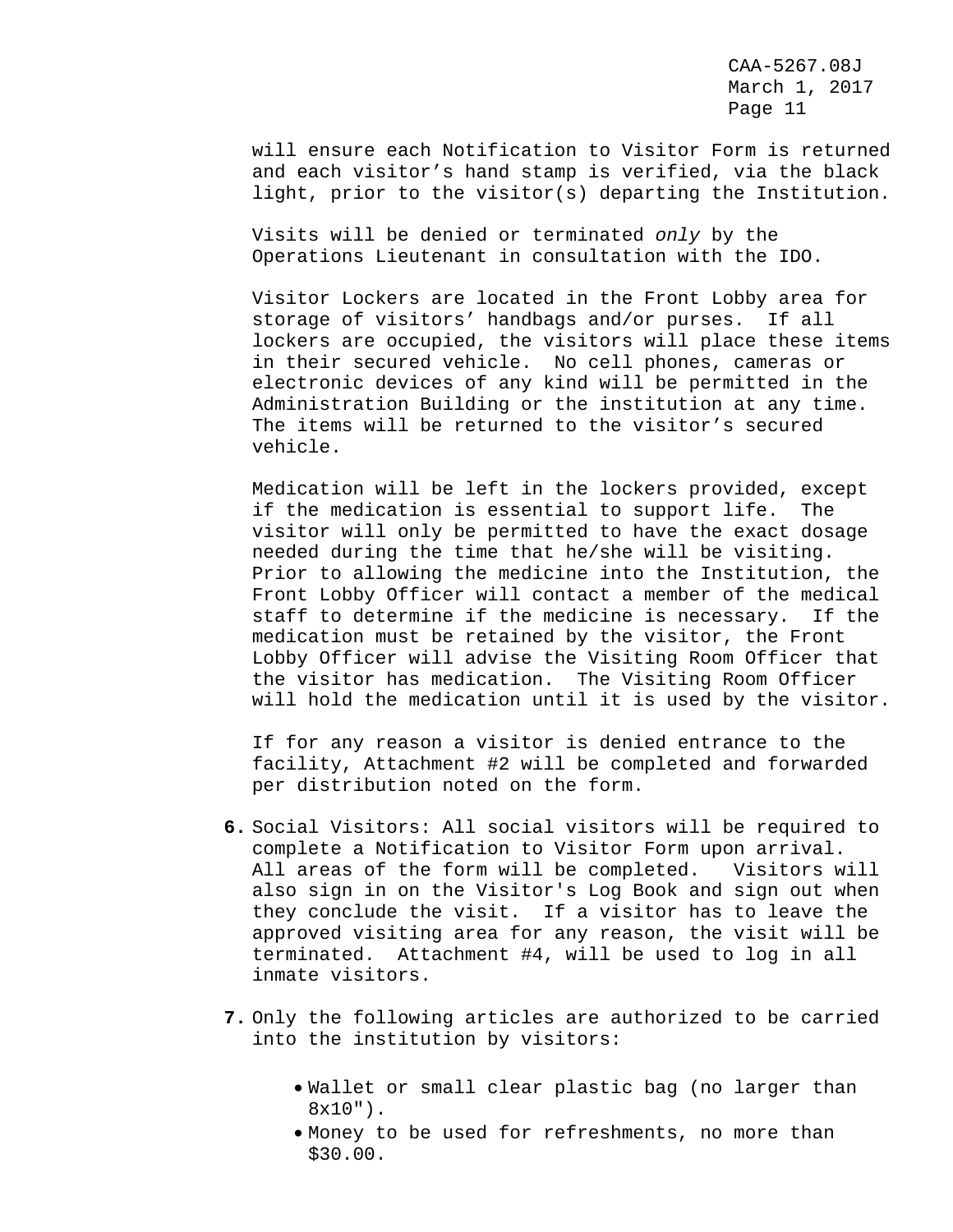will ensure each Notification to Visitor Form is returned and each visitor's hand stamp is verified, via the black light, prior to the visitor(s) departing the Institution.

Visits will be denied or terminated *only* by the Operations Lieutenant in consultation with the IDO.

Visitor Lockers are located in the Front Lobby area for storage of visitors' handbags and/or purses. If all lockers are occupied, the visitors will place these items in their secured vehicle. No cell phones, cameras or electronic devices of any kind will be permitted in the Administration Building or the institution at any time. The items will be returned to the visitor's secured vehicle.

Medication will be left in the lockers provided, except if the medication is essential to support life. The visitor will only be permitted to have the exact dosage needed during the time that he/she will be visiting. Prior to allowing the medicine into the Institution, the Front Lobby Officer will contact a member of the medical staff to determine if the medicine is necessary. If the medication must be retained by the visitor, the Front Lobby Officer will advise the Visiting Room Officer that the visitor has medication. The Visiting Room Officer will hold the medication until it is used by the visitor.

If for any reason a visitor is denied entrance to the facility, Attachment #2 will be completed and forwarded per distribution noted on the form.

**6.** Social Visitors: All social visitors will be required to complete a Notification to Visitor Form upon arrival. All areas of the form will be completed. Visitors will also sign in on the Visitor's Log Book and sign out when they conclude the visit. If a visitor has to leave the approved visiting area for any reason, the visit will be terminated. Attachment #4, will be used to log in all inmate visitors.

**7.** Only the following articles are authorized to be carried into the institution by visitors:

- Wallet or small clear plastic bag (no larger than 8x10").
- Money to be used for refreshments, no more than $30.00.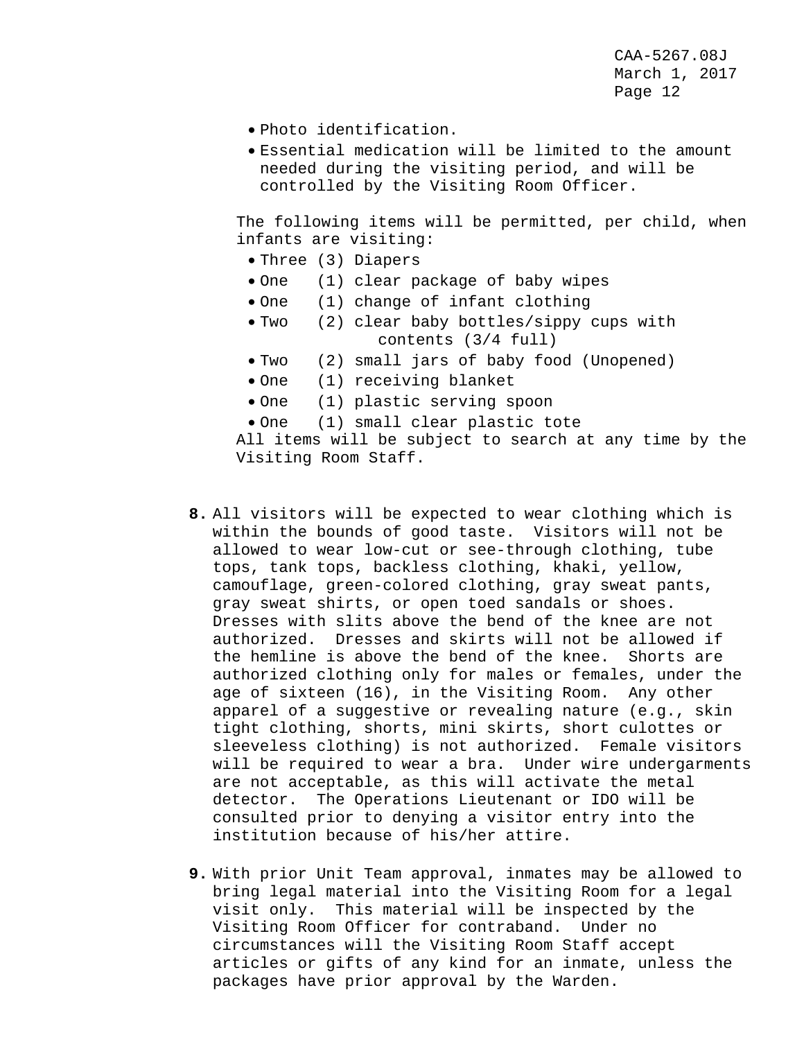- Photo identification.
- Essential medication will be limited to the amount needed during the visiting period, and will be controlled by the Visiting Room Officer.

The following items will be permitted, per child, when infants are visiting:

- Three (3) Diapers
- One (1) clear package of baby wipes
- One (1) change of infant clothing
- Two (2) clear baby bottles/sippy cups with contents (3/4 full)
- Two (2) small jars of baby food (Unopened)
- One (1) receiving blanket
- One (1) plastic serving spoon
- One (1) small clear plastic tote

All items will be subject to search at any time by the Visiting Room Staff.

**8.** All visitors will be expected to wear clothing which is within the bounds of good taste. Visitors will not be allowed to wear low-cut or see-through clothing, tube tops, tank tops, backless clothing, khaki, yellow, camouflage, green-colored clothing, gray sweat pants, gray sweat shirts, or open toed sandals or shoes. Dresses with slits above the bend of the knee are not authorized. Dresses and skirts will not be allowed if the hemline is above the bend of the knee. Shorts are authorized clothing only for males or females, under the age of sixteen (16), in the Visiting Room. Any other apparel of a suggestive or revealing nature (e.g., skin tight clothing, shorts, mini skirts, short culottes or sleeveless clothing) is not authorized. Female visitors will be required to wear a bra. Under wire undergarments are not acceptable, as this will activate the metal detector. The Operations Lieutenant or IDO will be consulted prior to denying a visitor entry into the institution because of his/her attire.

**9.** With prior Unit Team approval, inmates may be allowed to bring legal material into the Visiting Room for a legal visit only. This material will be inspected by the Visiting Room Officer for contraband. Under no circumstances will the Visiting Room Staff accept articles or gifts of any kind for an inmate, unless the packages have prior approval by the Warden.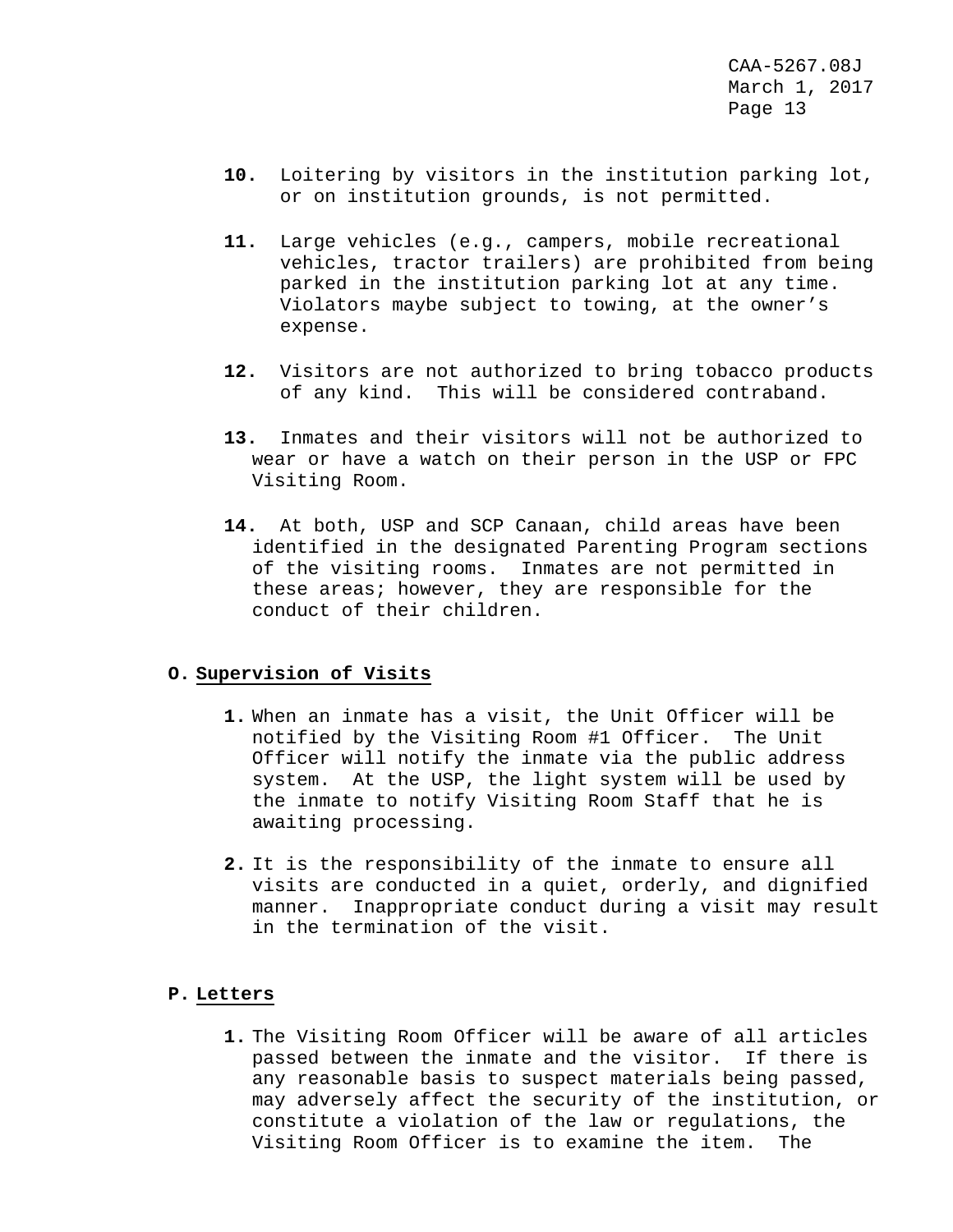10. Loitering by visitors in the institution parking lot, or on institution grounds, is not permitted.

11. Large vehicles (e.g., campers, mobile recreational vehicles, tractor trailers) are prohibited from being parked in the institution parking lot at any time. Violators maybe subject to towing, at the owner's expense.

12. Visitors are not authorized to bring tobacco products of any kind. This will be considered contraband.

13. Inmates and their visitors will not be authorized to wear or have a watch on their person in the USP or FPC Visiting Room.

14. At both, USP and SCP Canaan, child areas have been identified in the designated Parenting Program sections of the visiting rooms. Inmates are not permitted in these areas; however, they are responsible for the conduct of their children.

## O. Supervision of Visits

1. When an inmate has a visit, the Unit Officer will be notified by the Visiting Room #1 Officer. The Unit Officer will notify the inmate via the public address system. At the USP, the light system will be used by the inmate to notify Visiting Room Staff that he is awaiting processing.

2. It is the responsibility of the inmate to ensure all visits are conducted in a quiet, orderly, and dignified manner. Inappropriate conduct during a visit may result in the termination of the visit.

## P. Letters

1. The Visiting Room Officer will be aware of all articles passed between the inmate and the visitor. If there is any reasonable basis to suspect materials being passed, may adversely affect the security of the institution, or constitute a violation of the law or regulations, the Visiting Room Officer is to examine the item. The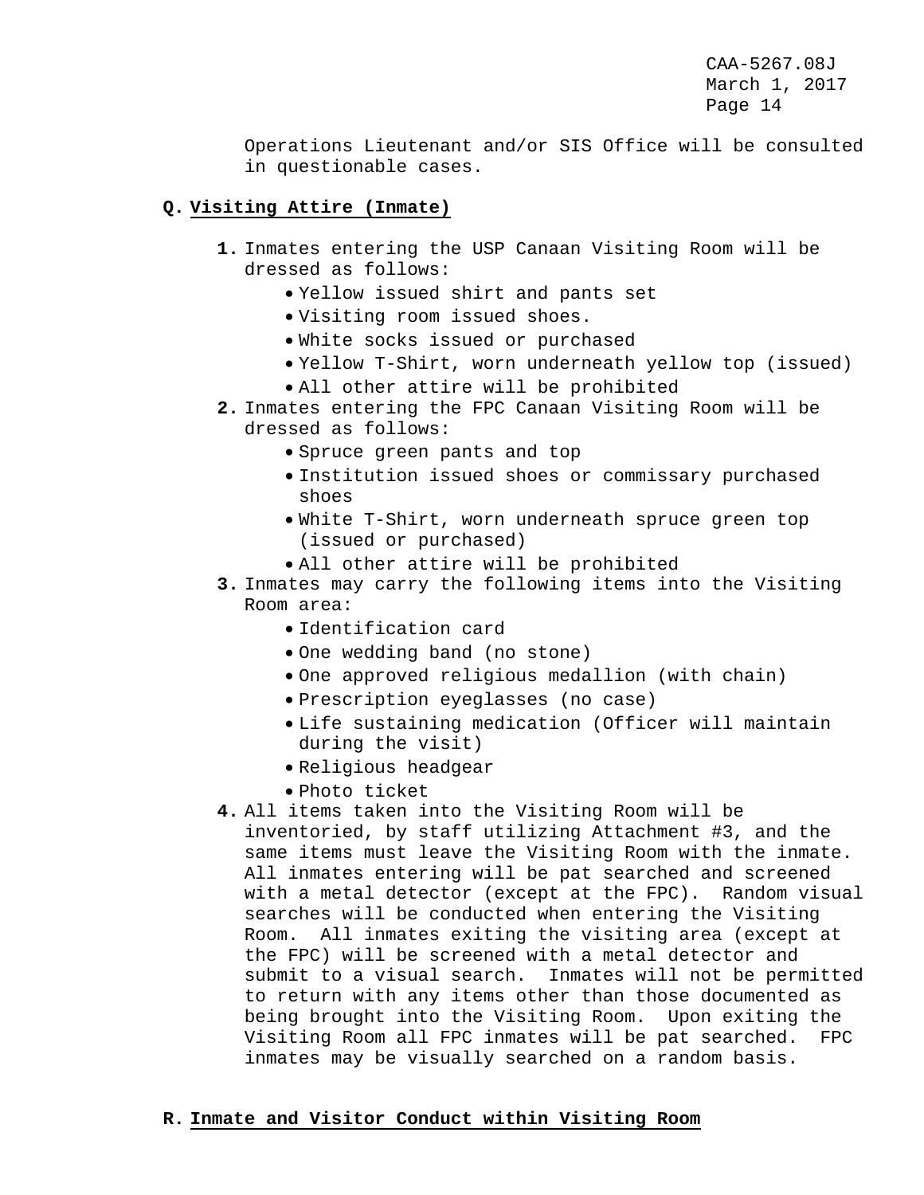Operations Lieutenant and/or SIS Office will be consulted in questionable cases.

**Q. Visiting Attire (Inmate)**

1. Inmates entering the USP Canaan Visiting Room will be dressed as follows:
   - Yellow issued shirt and pants set
   - Visiting room issued shoes.
   - White socks issued or purchased
   - Yellow T-Shirt, worn underneath yellow top (issued)
   - All other attire will be prohibited
2. Inmates entering the FPC Canaan Visiting Room will be dressed as follows:
   - Spruce green pants and top
   - Institution issued shoes or commissary purchased shoes
   - White T-Shirt, worn underneath spruce green top (issued or purchased)
   - All other attire will be prohibited
3. Inmates may carry the following items into the Visiting Room area:
   - Identification card
   - One wedding band (no stone)
   - One approved religious medallion (with chain)
   - Prescription eyeglasses (no case)
   - Life sustaining medication (Officer will maintain during the visit)
   - Religious headgear
   - Photo ticket
4. All items taken into the Visiting Room will be inventoried, by staff utilizing Attachment #3, and the same items must leave the Visiting Room with the inmate. All inmates entering will be pat searched and screened with a metal detector (except at the FPC). Random visual searches will be conducted when entering the Visiting Room. All inmates exiting the visiting area (except at the FPC) will be screened with a metal detector and submit to a visual search. Inmates will not be permitted to return with any items other than those documented as being brought into the Visiting Room. Upon exiting the Visiting Room all FPC inmates will be pat searched. FPC inmates may be visually searched on a random basis.

**R. Inmate and Visitor Conduct within Visiting Room**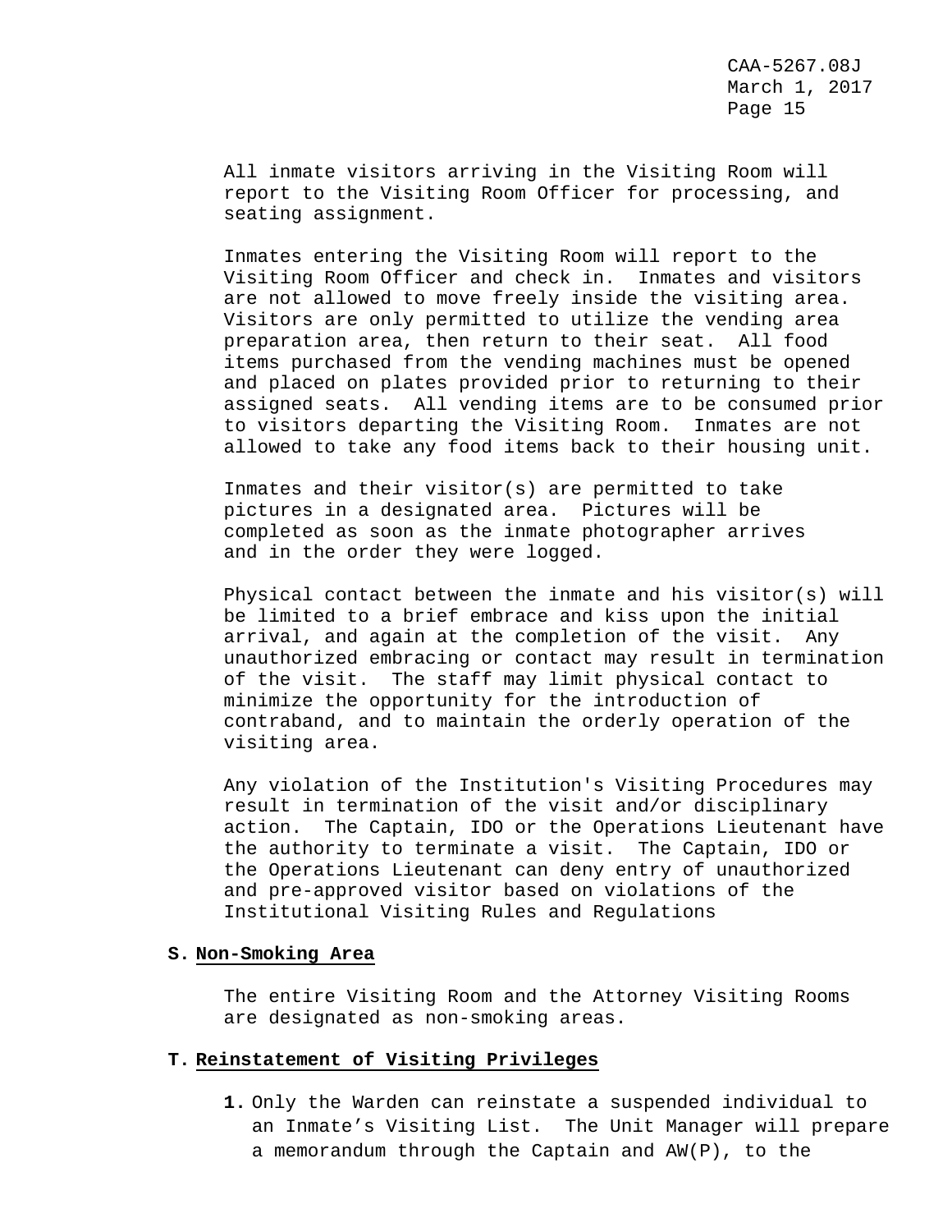All inmate visitors arriving in the Visiting Room will report to the Visiting Room Officer for processing, and seating assignment.

Inmates entering the Visiting Room will report to the Visiting Room Officer and check in. Inmates and visitors are not allowed to move freely inside the visiting area. Visitors are only permitted to utilize the vending area preparation area, then return to their seat. All food items purchased from the vending machines must be opened and placed on plates provided prior to returning to their assigned seats. All vending items are to be consumed prior to visitors departing the Visiting Room. Inmates are not allowed to take any food items back to their housing unit.

Inmates and their visitor(s) are permitted to take pictures in a designated area. Pictures will be completed as soon as the inmate photographer arrives and in the order they were logged.

Physical contact between the inmate and his visitor(s) will be limited to a brief embrace and kiss upon the initial arrival, and again at the completion of the visit. Any unauthorized embracing or contact may result in termination of the visit. The staff may limit physical contact to minimize the opportunity for the introduction of contraband, and to maintain the orderly operation of the visiting area.

Any violation of the Institution's Visiting Procedures may result in termination of the visit and/or disciplinary action. The Captain, IDO or the Operations Lieutenant have the authority to terminate a visit. The Captain, IDO or the Operations Lieutenant can deny entry of unauthorized and pre-approved visitor based on violations of the Institutional Visiting Rules and Regulations

**S. Non-Smoking Area**

The entire Visiting Room and the Attorney Visiting Rooms are designated as non-smoking areas.

**T. Reinstatement of Visiting Privileges**

**1.** Only the Warden can reinstate a suspended individual to an Inmate's Visiting List. The Unit Manager will prepare a memorandum through the Captain and AW(P), to the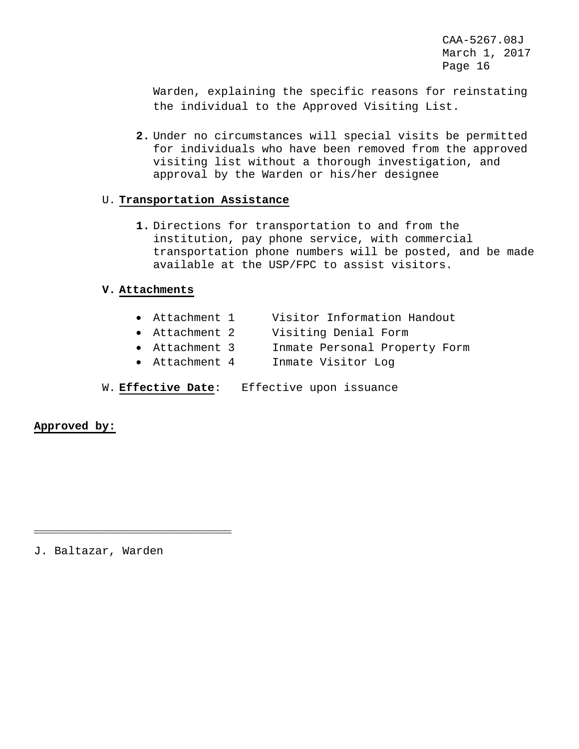Warden, explaining the specific reasons for reinstating the individual to the Approved Visiting List.

2. Under no circumstances will special visits be permitted for individuals who have been removed from the approved visiting list without a thorough investigation, and approval by the Warden or his/her designee

U. **Transportation Assistance**

1. Directions for transportation to and from the institution, pay phone service, with commercial transportation phone numbers will be posted, and be made available at the USP/FPC to assist visitors.

V. **Attachments**

- Attachment 1 Visitor Information Handout
- Attachment 2 Visiting Denial Form
- Attachment 3 Inmate Personal Property Form
- Attachment 4 Inmate Visitor Log

W. **Effective Date**: Effective upon issuance

**Approved by:**

______________________________

J. Baltazar, Warden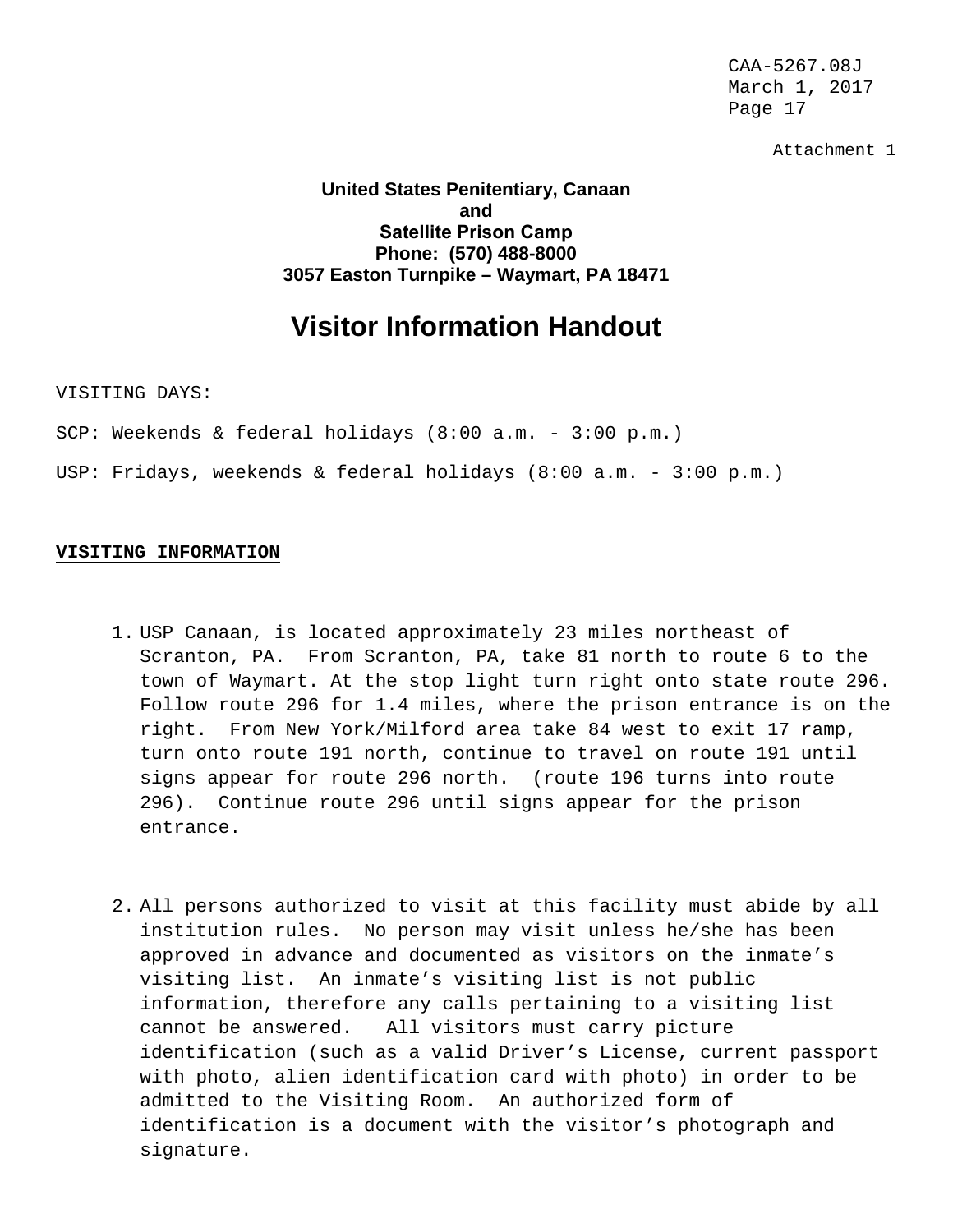Attachment 1

**United States Penitentiary, Canaan**
**and**
**Satellite Prison Camp**
**Phone: (570) 488-8000**
**3057 Easton Turnpike – Waymart, PA 18471**

# Visitor Information Handout

VISITING DAYS:

SCP: Weekends & federal holidays (8:00 a.m. - 3:00 p.m.)

USP: Fridays, weekends & federal holidays (8:00 a.m. - 3:00 p.m.)

## VISITING INFORMATION

1. USP Canaan, is located approximately 23 miles northeast of Scranton, PA. From Scranton, PA, take 81 north to route 6 to the town of Waymart. At the stop light turn right onto state route 296. Follow route 296 for 1.4 miles, where the prison entrance is on the right. From New York/Milford area take 84 west to exit 17 ramp, turn onto route 191 north, continue to travel on route 191 until signs appear for route 296 north. (route 196 turns into route 296). Continue route 296 until signs appear for the prison entrance.

2. All persons authorized to visit at this facility must abide by all institution rules. No person may visit unless he/she has been approved in advance and documented as visitors on the inmate's visiting list. An inmate's visiting list is not public information, therefore any calls pertaining to a visiting list cannot be answered. All visitors must carry picture identification (such as a valid Driver's License, current passport with photo, alien identification card with photo) in order to be admitted to the Visiting Room. An authorized form of identification is a document with the visitor's photograph and signature.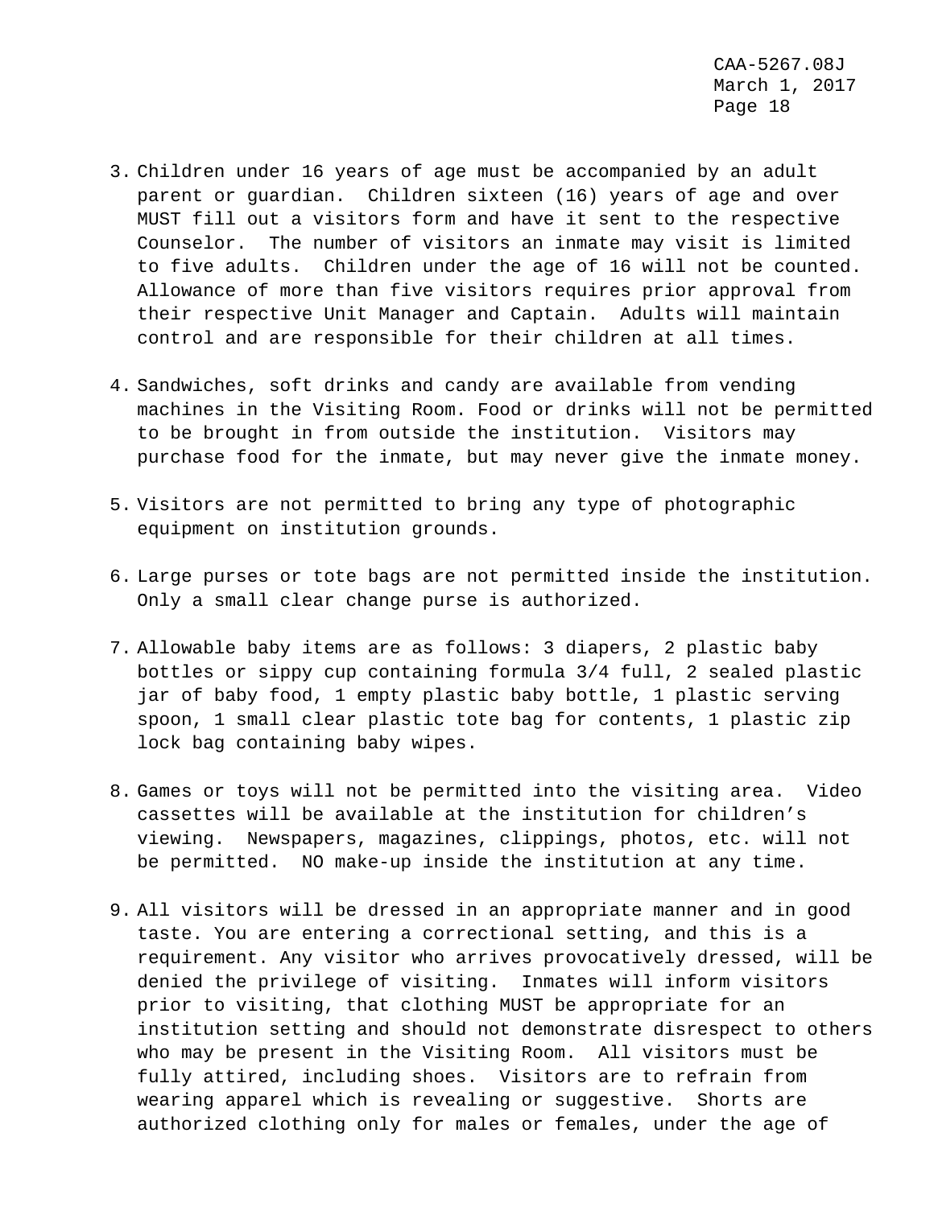3. Children under 16 years of age must be accompanied by an adult parent or guardian. Children sixteen (16) years of age and over MUST fill out a visitors form and have it sent to the respective Counselor. The number of visitors an inmate may visit is limited to five adults. Children under the age of 16 will not be counted. Allowance of more than five visitors requires prior approval from their respective Unit Manager and Captain. Adults will maintain control and are responsible for their children at all times.

4. Sandwiches, soft drinks and candy are available from vending machines in the Visiting Room. Food or drinks will not be permitted to be brought in from outside the institution. Visitors may purchase food for the inmate, but may never give the inmate money.

5. Visitors are not permitted to bring any type of photographic equipment on institution grounds.

6. Large purses or tote bags are not permitted inside the institution. Only a small clear change purse is authorized.

7. Allowable baby items are as follows: 3 diapers, 2 plastic baby bottles or sippy cup containing formula 3/4 full, 2 sealed plastic jar of baby food, 1 empty plastic baby bottle, 1 plastic serving spoon, 1 small clear plastic tote bag for contents, 1 plastic zip lock bag containing baby wipes.

8. Games or toys will not be permitted into the visiting area. Video cassettes will be available at the institution for children's viewing. Newspapers, magazines, clippings, photos, etc. will not be permitted. NO make-up inside the institution at any time.

9. All visitors will be dressed in an appropriate manner and in good taste. You are entering a correctional setting, and this is a requirement. Any visitor who arrives provocatively dressed, will be denied the privilege of visiting. Inmates will inform visitors prior to visiting, that clothing MUST be appropriate for an institution setting and should not demonstrate disrespect to others who may be present in the Visiting Room. All visitors must be fully attired, including shoes. Visitors are to refrain from wearing apparel which is revealing or suggestive. Shorts are authorized clothing only for males or females, under the age of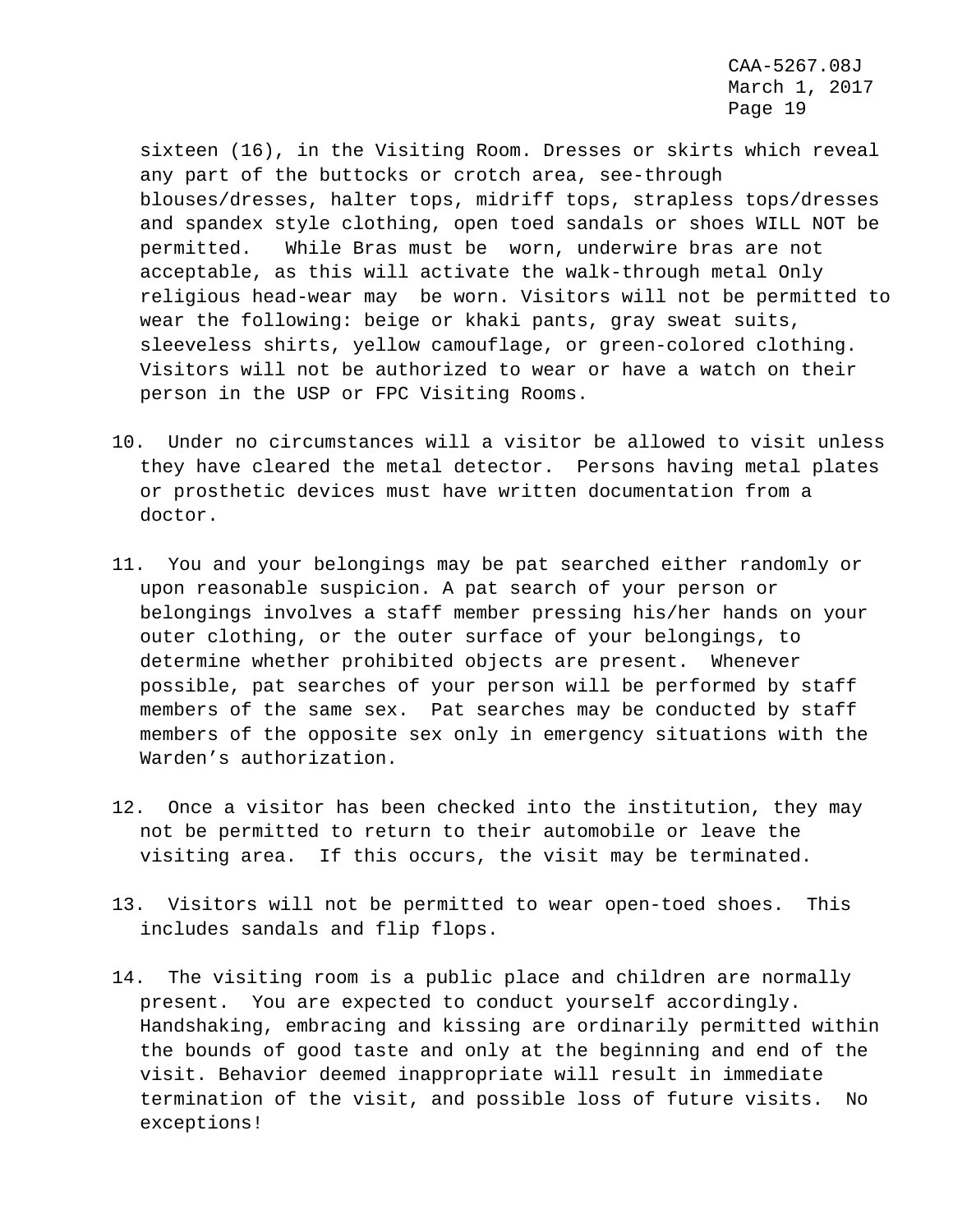sixteen (16), in the Visiting Room. Dresses or skirts which reveal any part of the buttocks or crotch area, see-through blouses/dresses, halter tops, midriff tops, strapless tops/dresses and spandex style clothing, open toed sandals or shoes WILL NOT be permitted. While Bras must be worn, underwire bras are not acceptable, as this will activate the walk-through metal Only religious head-wear may be worn. Visitors will not be permitted to wear the following: beige or khaki pants, gray sweat suits, sleeveless shirts, yellow camouflage, or green-colored clothing. Visitors will not be authorized to wear or have a watch on their person in the USP or FPC Visiting Rooms.

10. Under no circumstances will a visitor be allowed to visit unless they have cleared the metal detector. Persons having metal plates or prosthetic devices must have written documentation from a doctor.

11. You and your belongings may be pat searched either randomly or upon reasonable suspicion. A pat search of your person or belongings involves a staff member pressing his/her hands on your outer clothing, or the outer surface of your belongings, to determine whether prohibited objects are present. Whenever possible, pat searches of your person will be performed by staff members of the same sex. Pat searches may be conducted by staff members of the opposite sex only in emergency situations with the Warden's authorization.

12. Once a visitor has been checked into the institution, they may not be permitted to return to their automobile or leave the visiting area. If this occurs, the visit may be terminated.

13. Visitors will not be permitted to wear open-toed shoes. This includes sandals and flip flops.

14. The visiting room is a public place and children are normally present. You are expected to conduct yourself accordingly. Handshaking, embracing and kissing are ordinarily permitted within the bounds of good taste and only at the beginning and end of the visit. Behavior deemed inappropriate will result in immediate termination of the visit, and possible loss of future visits. No exceptions!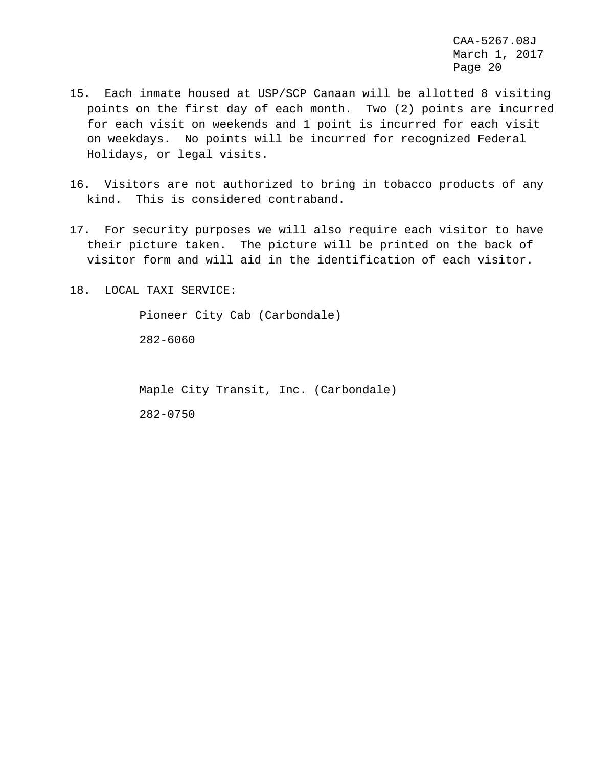15. Each inmate housed at USP/SCP Canaan will be allotted 8 visiting points on the first day of each month. Two (2) points are incurred for each visit on weekends and 1 point is incurred for each visit on weekdays. No points will be incurred for recognized Federal Holidays, or legal visits.

16. Visitors are not authorized to bring in tobacco products of any kind. This is considered contraband.

17. For security purposes we will also require each visitor to have their picture taken. The picture will be printed on the back of visitor form and will aid in the identification of each visitor.

18. LOCAL TAXI SERVICE:

    Pioneer City Cab (Carbondale)

    282-6060

    Maple City Transit, Inc. (Carbondale)

    282-0750